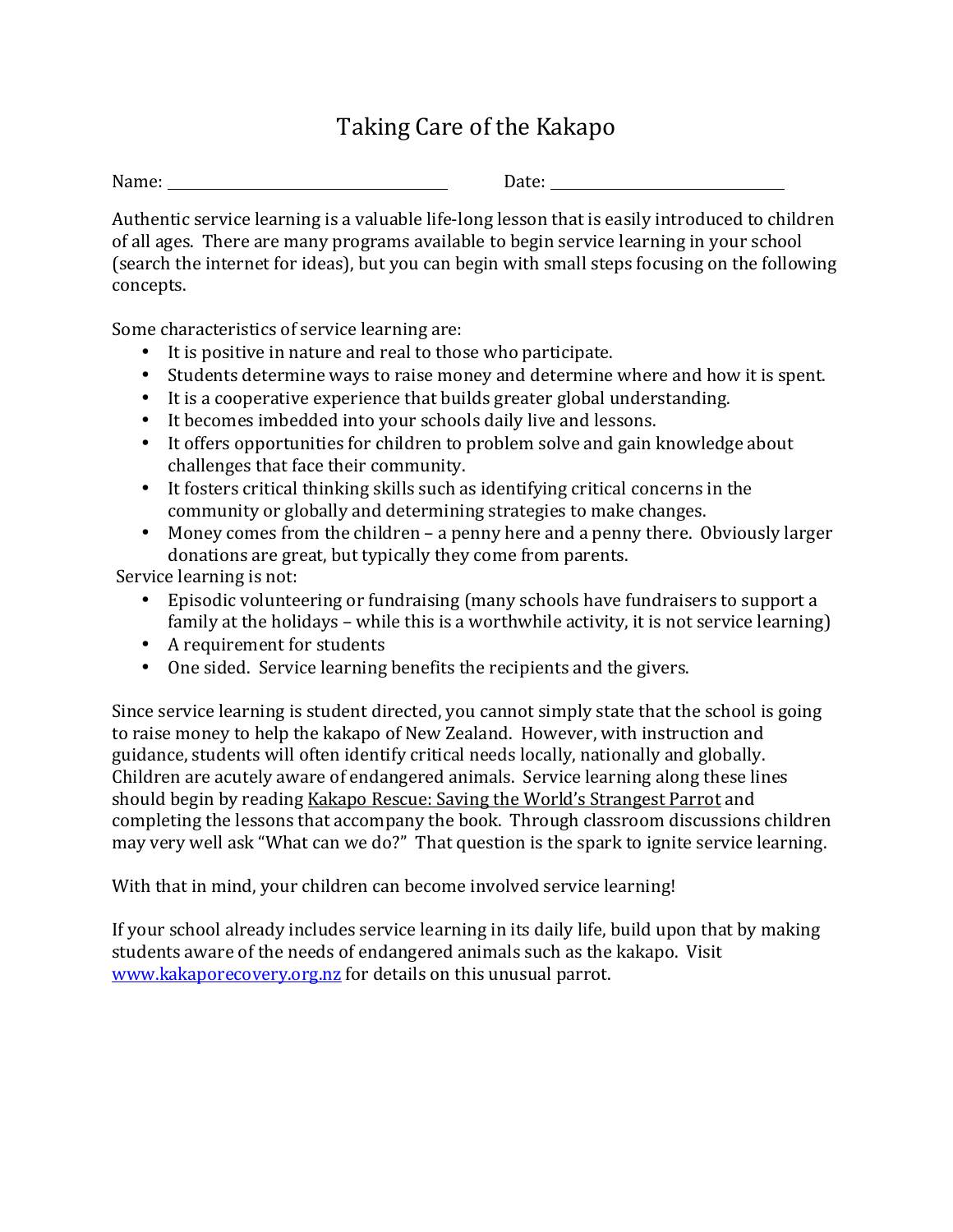# Taking Care of the Kakapo

Name: \_\_\_\_\_\_\_\_\_\_\_\_\_\_\_\_\_\_\_\_\_\_\_\_\_\_\_\_\_\_\_\_ Date: \_\_\_\_\_\_\_\_\_\_\_\_\_\_\_\_\_\_\_\_\_\_\_\_\_\_\_\_

Authentic service learning is a valuable life-long lesson that is easily introduced to children of all ages. There are many programs available to begin service learning in your school (search the internet for ideas), but you can begin with small steps focusing on the following concepts.

Some characteristics of service learning are:

- It is positive in nature and real to those who participate.
- Students determine ways to raise money and determine where and how it is spent.
- It is a cooperative experience that builds greater global understanding.
- It becomes imbedded into your schools daily live and lessons.
- It offers opportunities for children to problem solve and gain knowledge about challenges that face their community.
- It fosters critical thinking skills such as identifying critical concerns in the community or globally and determining strategies to make changes.
- Money comes from the children – a penny here and a penny there. Obviously larger donations are great, but typically they come from parents.

Service learning is not:

- Episodic volunteering or fundraising (many schools have fundraisers to support a family at the holidays – while this is a worthwhile activity, it is not service learning)
- A requirement for students
- One sided. Service learning benefits the recipients and the givers.

Since service learning is student directed, you cannot simply state that the school is going to raise money to help the kakapo of New Zealand. However, with instruction and guidance, students will often identify critical needs locally, nationally and globally. Children are acutely aware of endangered animals. Service learning along these lines should begin by reading Kakapo Rescue: Saving the World's Strangest Parrot and completing the lessons that accompany the book. Through classroom discussions children may very well ask "What can we do?" That question is the spark to ignite service learning.

With that in mind, your children can become involved service learning!

If your school already includes service learning in its daily life, build upon that by making students aware of the needs of endangered animals such as the kakapo. Visit www.kakaporecovery.org.nz for details on this unusual parrot.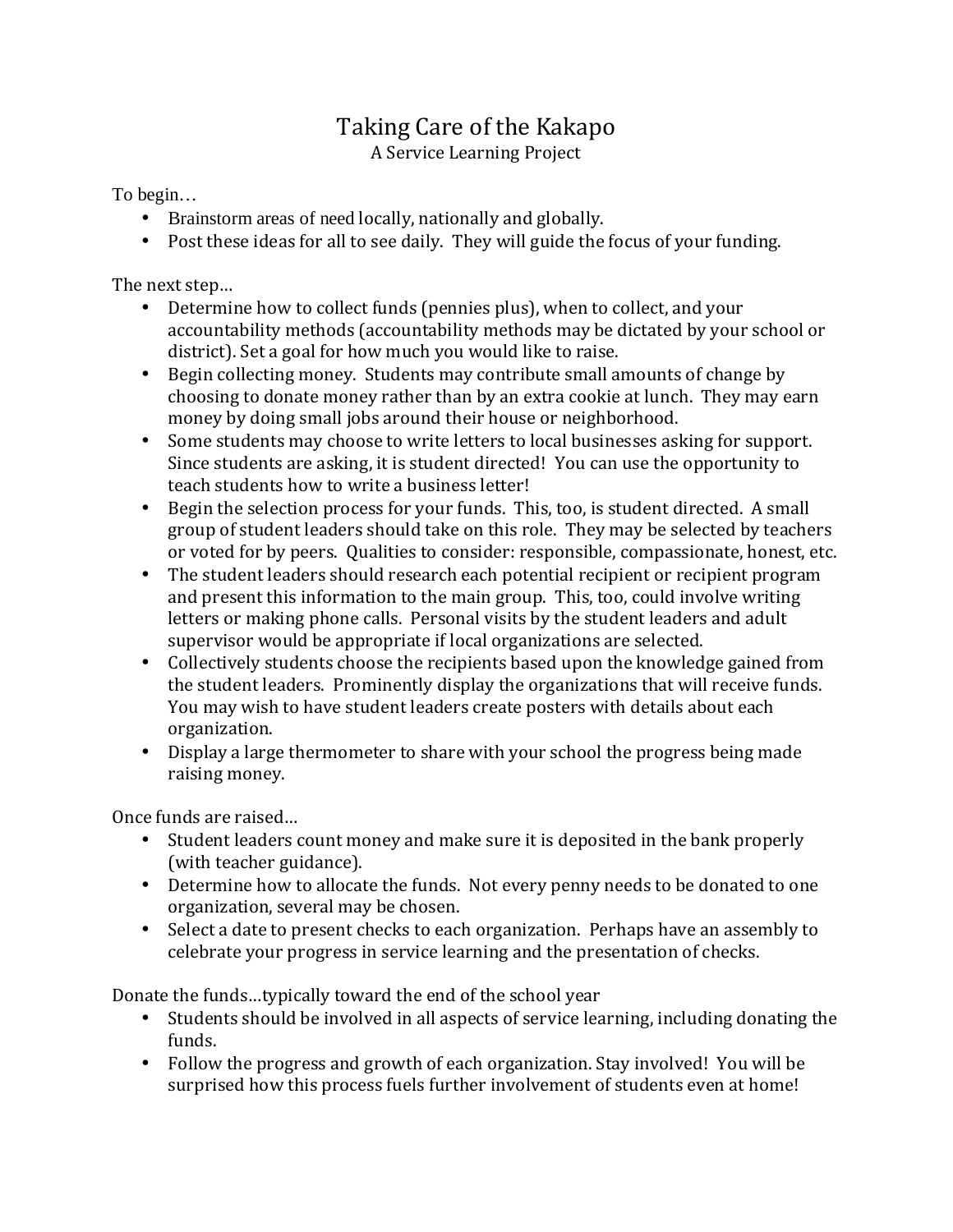# Taking Care of the Kakapo

## A Service Learning Project

To begin…

- Brainstorm areas of need locally, nationally and globally.
- Post these ideas for all to see daily. They will guide the focus of your funding.

The next step…

- Determine how to collect funds (pennies plus), when to collect, and your accountability methods (accountability methods may be dictated by your school or district). Set a goal for how much you would like to raise.
- Begin collecting money. Students may contribute small amounts of change by choosing to donate money rather than by an extra cookie at lunch. They may earn money by doing small jobs around their house or neighborhood.
- Some students may choose to write letters to local businesses asking for support. Since students are asking, it is student directed! You can use the opportunity to teach students how to write a business letter!
- Begin the selection process for your funds. This, too, is student directed. A small group of student leaders should take on this role. They may be selected by teachers or voted for by peers. Qualities to consider: responsible, compassionate, honest, etc.
- The student leaders should research each potential recipient or recipient program and present this information to the main group. This, too, could involve writing letters or making phone calls. Personal visits by the student leaders and adult supervisor would be appropriate if local organizations are selected.
- Collectively students choose the recipients based upon the knowledge gained from the student leaders. Prominently display the organizations that will receive funds. You may wish to have student leaders create posters with details about each organization.
- Display a large thermometer to share with your school the progress being made raising money.

Once funds are raised…

- Student leaders count money and make sure it is deposited in the bank properly (with teacher guidance).
- Determine how to allocate the funds. Not every penny needs to be donated to one organization, several may be chosen.
- Select a date to present checks to each organization. Perhaps have an assembly to celebrate your progress in service learning and the presentation of checks.

Donate the funds…typically toward the end of the school year

- Students should be involved in all aspects of service learning, including donating the funds.
- Follow the progress and growth of each organization. Stay involved! You will be surprised how this process fuels further involvement of students even at home!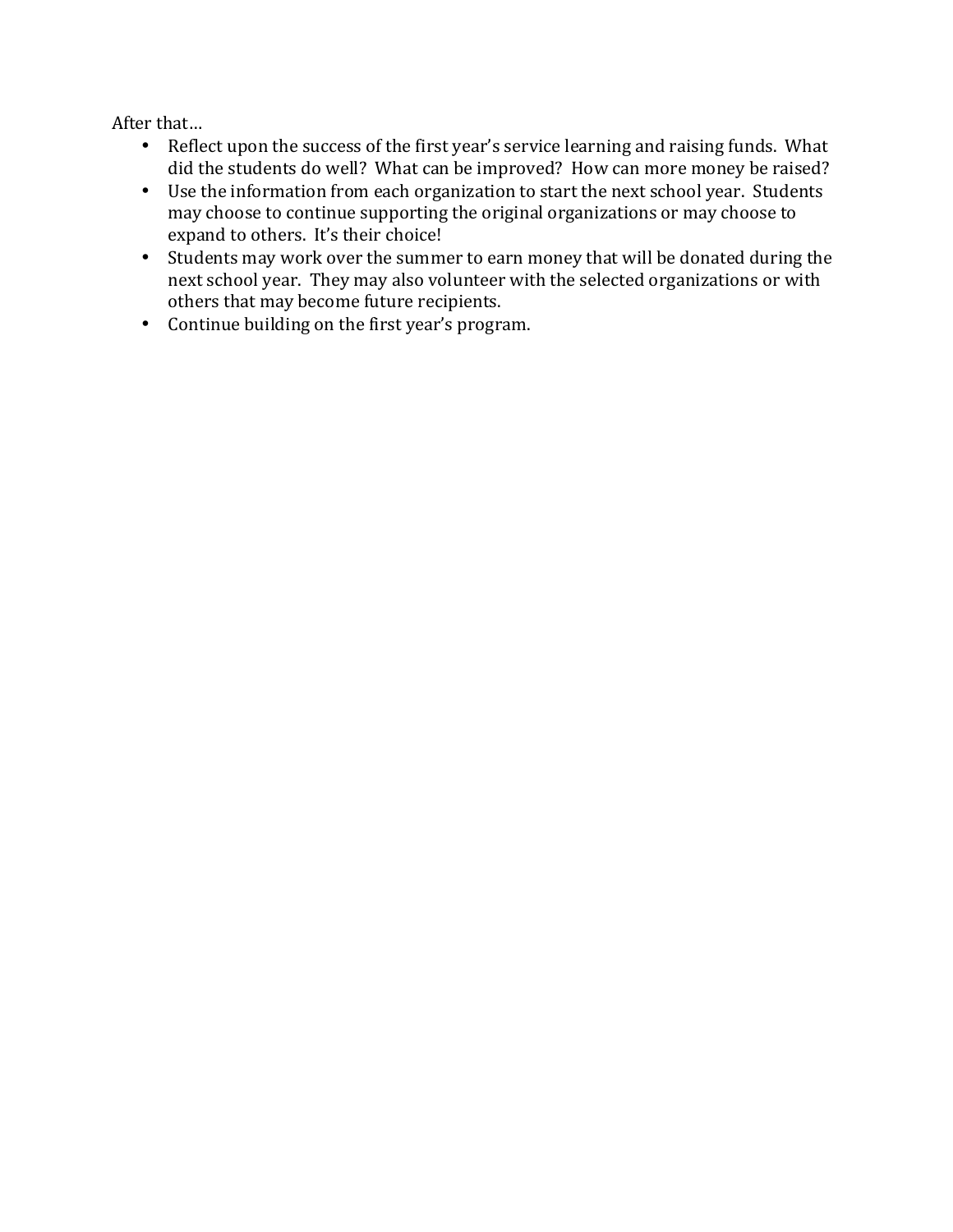After that…

- Reflect upon the success of the first year's service learning and raising funds. What did the students do well? What can be improved? How can more money be raised?
- Use the information from each organization to start the next school year. Students may choose to continue supporting the original organizations or may choose to expand to others. It's their choice!
- Students may work over the summer to earn money that will be donated during the next school year. They may also volunteer with the selected organizations or with others that may become future recipients.
- Continue building on the first year's program.